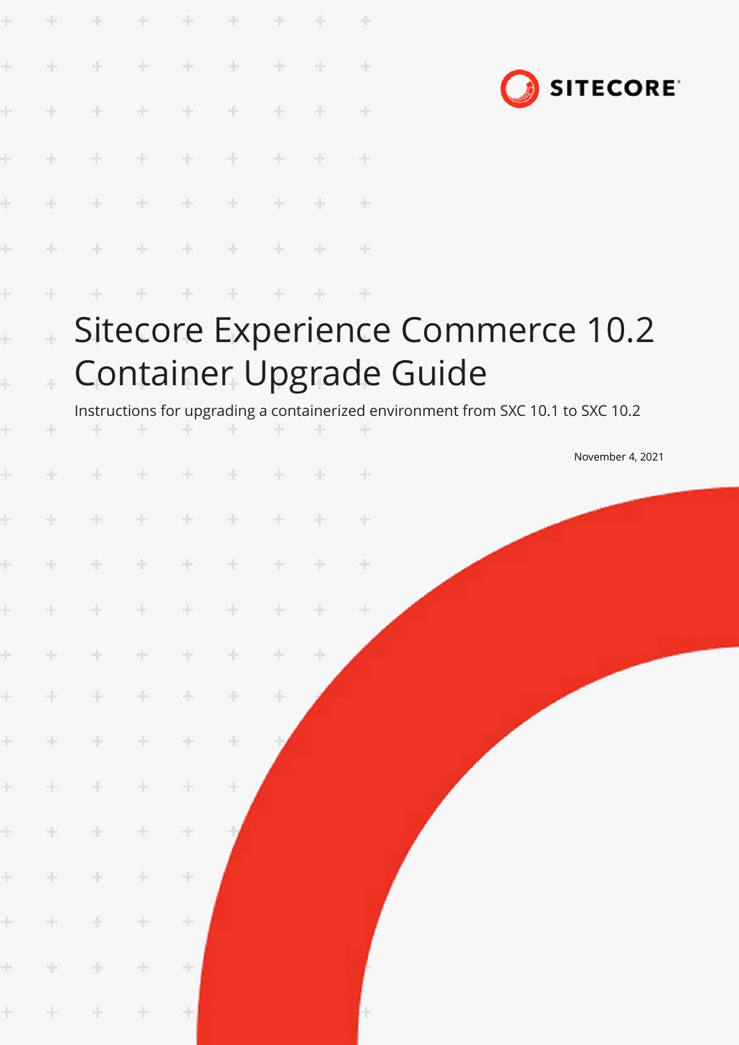SITECORE

# Sitecore Experience Commerce 10.2 Container Upgrade Guide

Instructions for upgrading a containerized environment from SXC 10.1 to SXC 10.2

November 4, 2021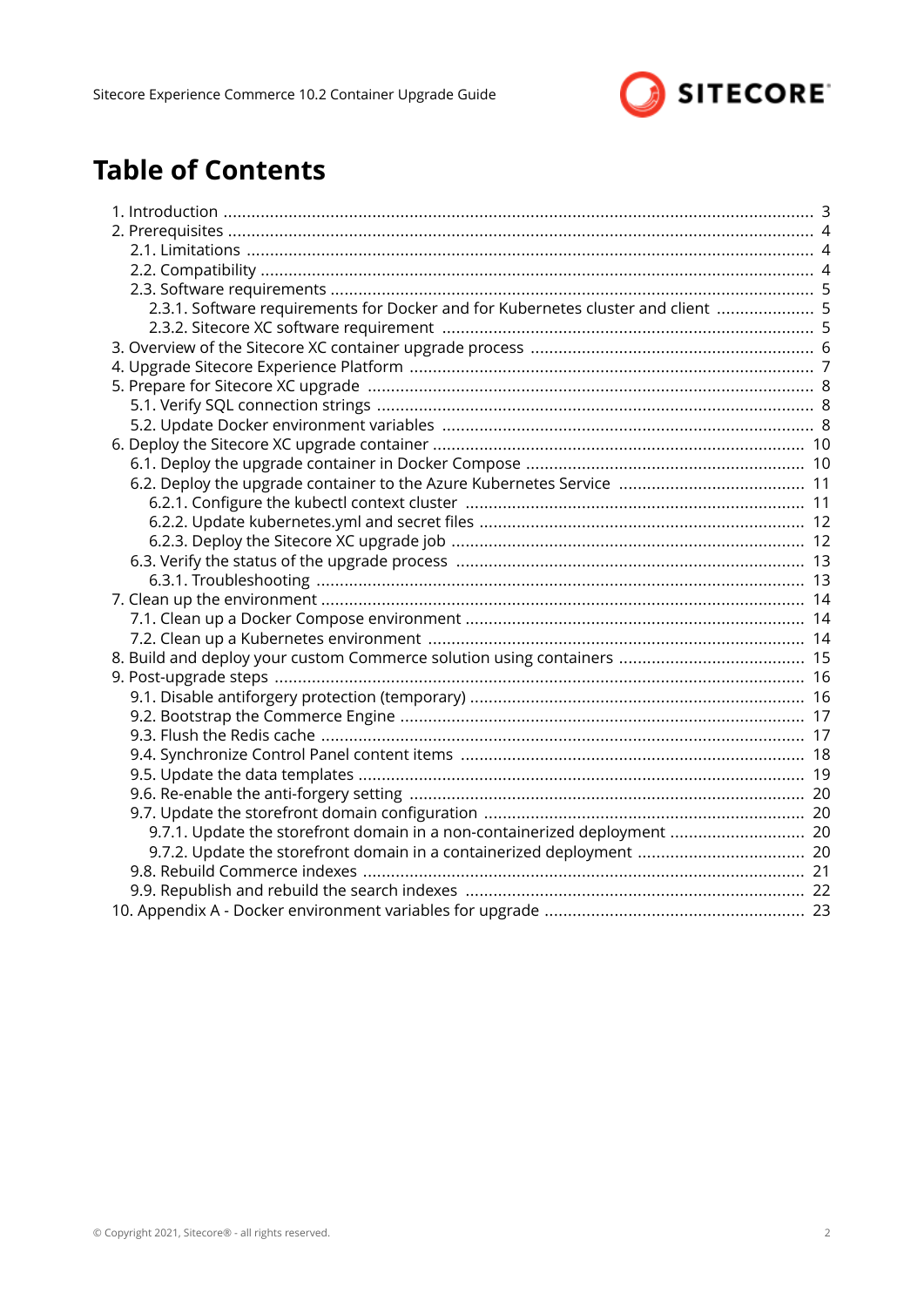# Table of Contents

- 1. Introduction ..... 3
- 2. Prerequisites ..... 4
  - 2.1. Limitations ..... 4
  - 2.2. Compatibility ..... 4
  - 2.3. Software requirements ..... 5
    - 2.3.1. Software requirements for Docker and for Kubernetes cluster and client ..... 5
    - 2.3.2. Sitecore XC software requirement ..... 5
- 3. Overview of the Sitecore XC container upgrade process ..... 6
- 4. Upgrade Sitecore Experience Platform ..... 7
- 5. Prepare for Sitecore XC upgrade ..... 8
  - 5.1. Verify SQL connection strings ..... 8
  - 5.2. Update Docker environment variables ..... 8
- 6. Deploy the Sitecore XC upgrade container ..... 10
  - 6.1. Deploy the upgrade container in Docker Compose ..... 10
  - 6.2. Deploy the upgrade container to the Azure Kubernetes Service ..... 11
    - 6.2.1. Configure the kubectl context cluster ..... 11
    - 6.2.2. Update kubernetes.yml and secret files ..... 12
    - 6.2.3. Deploy the Sitecore XC upgrade job ..... 12
  - 6.3. Verify the status of the upgrade process ..... 13
    - 6.3.1. Troubleshooting ..... 13
- 7. Clean up the environment ..... 14
  - 7.1. Clean up a Docker Compose environment ..... 14
  - 7.2. Clean up a Kubernetes environment ..... 14
- 8. Build and deploy your custom Commerce solution using containers ..... 15
- 9. Post-upgrade steps ..... 16
  - 9.1. Disable antiforgery protection (temporary) ..... 16
  - 9.2. Bootstrap the Commerce Engine ..... 17
  - 9.3. Flush the Redis cache ..... 17
  - 9.4. Synchronize Control Panel content items ..... 18
  - 9.5. Update the data templates ..... 19
  - 9.6. Re-enable the anti-forgery setting ..... 20
  - 9.7. Update the storefront domain configuration ..... 20
    - 9.7.1. Update the storefront domain in a non-containerized deployment ..... 20
    - 9.7.2. Update the storefront domain in a containerized deployment ..... 20
  - 9.8. Rebuild Commerce indexes ..... 21
  - 9.9. Republish and rebuild the search indexes ..... 22
- 10. Appendix A - Docker environment variables for upgrade ..... 23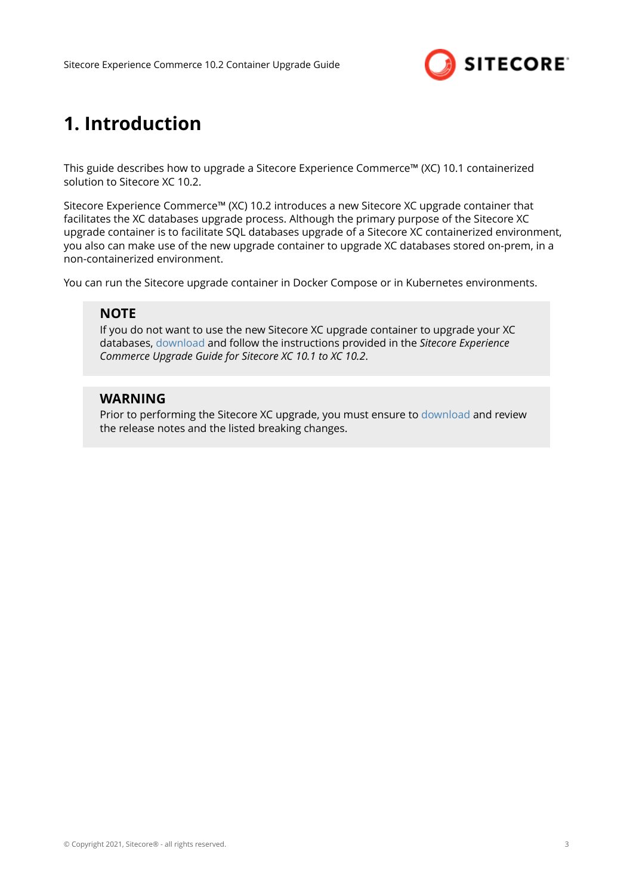# 1. Introduction

This guide describes how to upgrade a Sitecore Experience Commerce™ (XC) 10.1 containerized solution to Sitecore XC 10.2.

Sitecore Experience Commerce™ (XC) 10.2 introduces a new Sitecore XC upgrade container that facilitates the XC databases upgrade process. Although the primary purpose of the Sitecore XC upgrade container is to facilitate SQL databases upgrade of a Sitecore XC containerized environment, you also can make use of the new upgrade container to upgrade XC databases stored on-prem, in a non-containerized environment.

You can run the Sitecore upgrade container in Docker Compose or in Kubernetes environments.

> **NOTE**
> If you do not want to use the new Sitecore XC upgrade container to upgrade your XC databases, download and follow the instructions provided in the *Sitecore Experience Commerce Upgrade Guide for Sitecore XC 10.1 to XC 10.2*.

> **WARNING**
> Prior to performing the Sitecore XC upgrade, you must ensure to download and review the release notes and the listed breaking changes.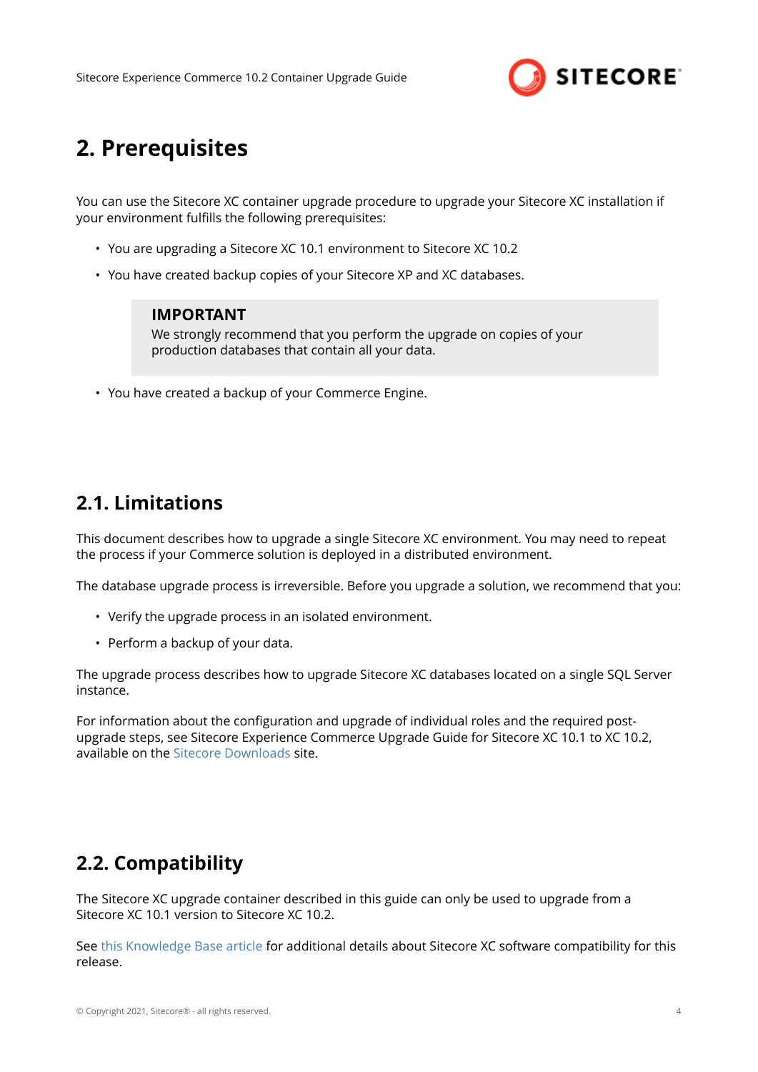# 2. Prerequisites

You can use the Sitecore XC container upgrade procedure to upgrade your Sitecore XC installation if your environment fulfills the following prerequisites:

- You are upgrading a Sitecore XC 10.1 environment to Sitecore XC 10.2
- You have created backup copies of your Sitecore XP and XC databases.

> **IMPORTANT**
> We strongly recommend that you perform the upgrade on copies of your production databases that contain all your data.

- You have created a backup of your Commerce Engine.

## 2.1. Limitations

This document describes how to upgrade a single Sitecore XC environment. You may need to repeat the process if your Commerce solution is deployed in a distributed environment.

The database upgrade process is irreversible. Before you upgrade a solution, we recommend that you:

- Verify the upgrade process in an isolated environment.
- Perform a backup of your data.

The upgrade process describes how to upgrade Sitecore XC databases located on a single SQL Server instance.

For information about the configuration and upgrade of individual roles and the required post-upgrade steps, see Sitecore Experience Commerce Upgrade Guide for Sitecore XC 10.1 to XC 10.2, available on the Sitecore Downloads site.

## 2.2. Compatibility

The Sitecore XC upgrade container described in this guide can only be used to upgrade from a Sitecore XC 10.1 version to Sitecore XC 10.2.

See this Knowledge Base article for additional details about Sitecore XC software compatibility for this release.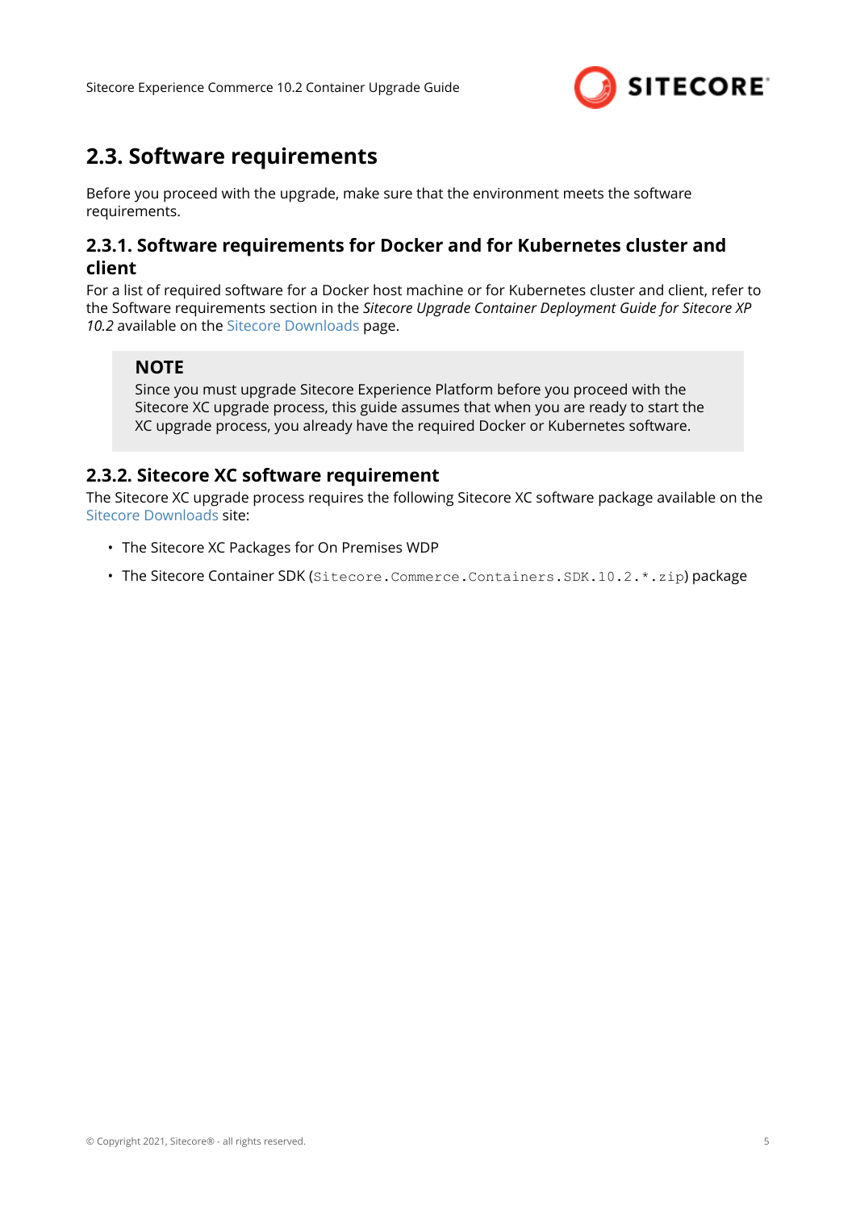## 2.3. Software requirements

Before you proceed with the upgrade, make sure that the environment meets the software requirements.

### 2.3.1. Software requirements for Docker and for Kubernetes cluster and client

For a list of required software for a Docker host machine or for Kubernetes cluster and client, refer to the Software requirements section in the *Sitecore Upgrade Container Deployment Guide for Sitecore XP 10.2* available on the Sitecore Downloads page.

> **NOTE**
>
> Since you must upgrade Sitecore Experience Platform before you proceed with the Sitecore XC upgrade process, this guide assumes that when you are ready to start the XC upgrade process, you already have the required Docker or Kubernetes software.

### 2.3.2. Sitecore XC software requirement

The Sitecore XC upgrade process requires the following Sitecore XC software package available on the Sitecore Downloads site:

- The Sitecore XC Packages for On Premises WDP
- The Sitecore Container SDK (`Sitecore.Commerce.Containers.SDK.10.2.*.zip`) package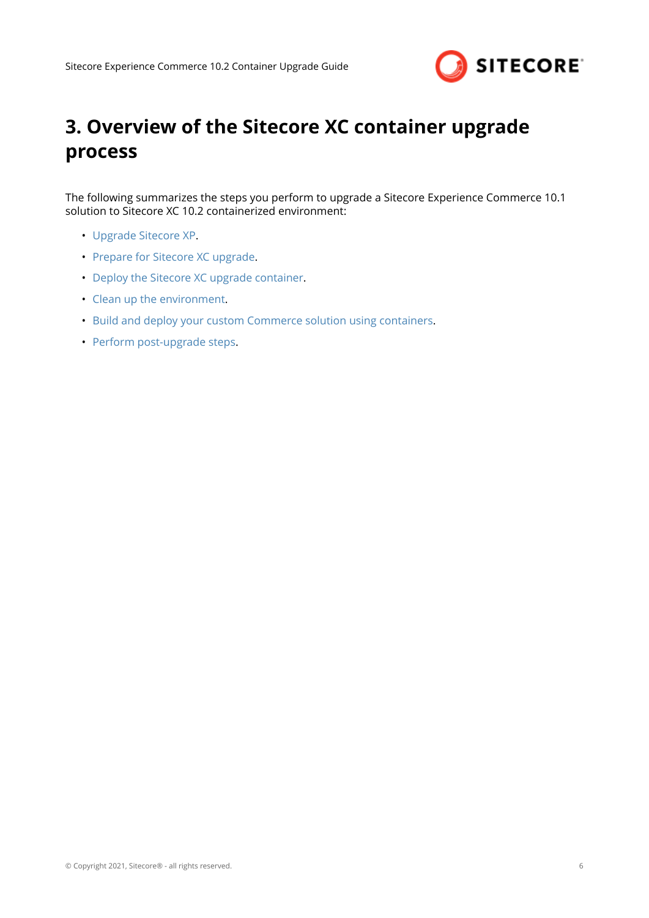# 3. Overview of the Sitecore XC container upgrade process

The following summarizes the steps you perform to upgrade a Sitecore Experience Commerce 10.1 solution to Sitecore XC 10.2 containerized environment:

- Upgrade Sitecore XP.
- Prepare for Sitecore XC upgrade.
- Deploy the Sitecore XC upgrade container.
- Clean up the environment.
- Build and deploy your custom Commerce solution using containers.
- Perform post-upgrade steps.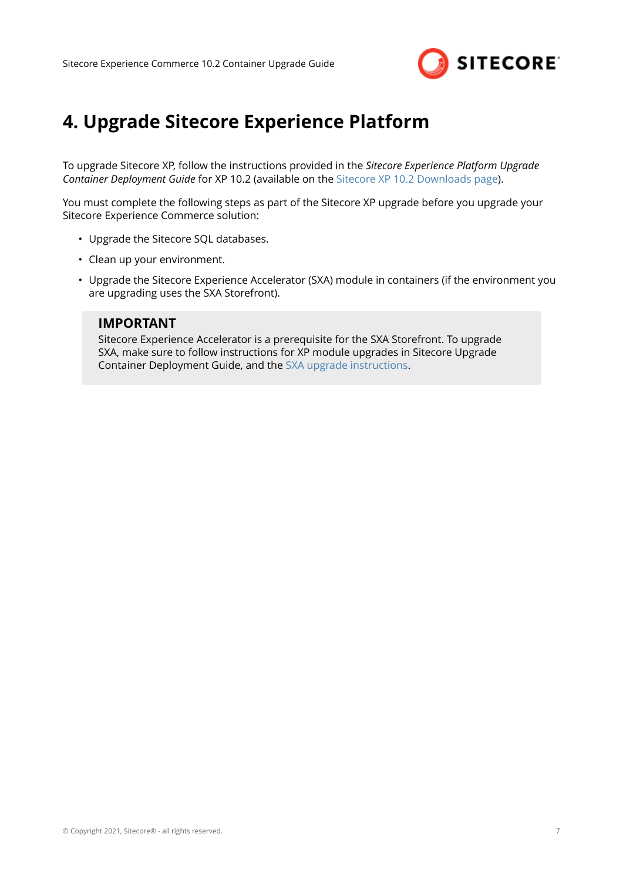# 4. Upgrade Sitecore Experience Platform

To upgrade Sitecore XP, follow the instructions provided in the *Sitecore Experience Platform Upgrade Container Deployment Guide* for XP 10.2 (available on the Sitecore XP 10.2 Downloads page).

You must complete the following steps as part of the Sitecore XP upgrade before you upgrade your Sitecore Experience Commerce solution:

- Upgrade the Sitecore SQL databases.
- Clean up your environment.
- Upgrade the Sitecore Experience Accelerator (SXA) module in containers (if the environment you are upgrading uses the SXA Storefront).

> **IMPORTANT**
>
> Sitecore Experience Accelerator is a prerequisite for the SXA Storefront. To upgrade SXA, make sure to follow instructions for XP module upgrades in Sitecore Upgrade Container Deployment Guide, and the SXA upgrade instructions.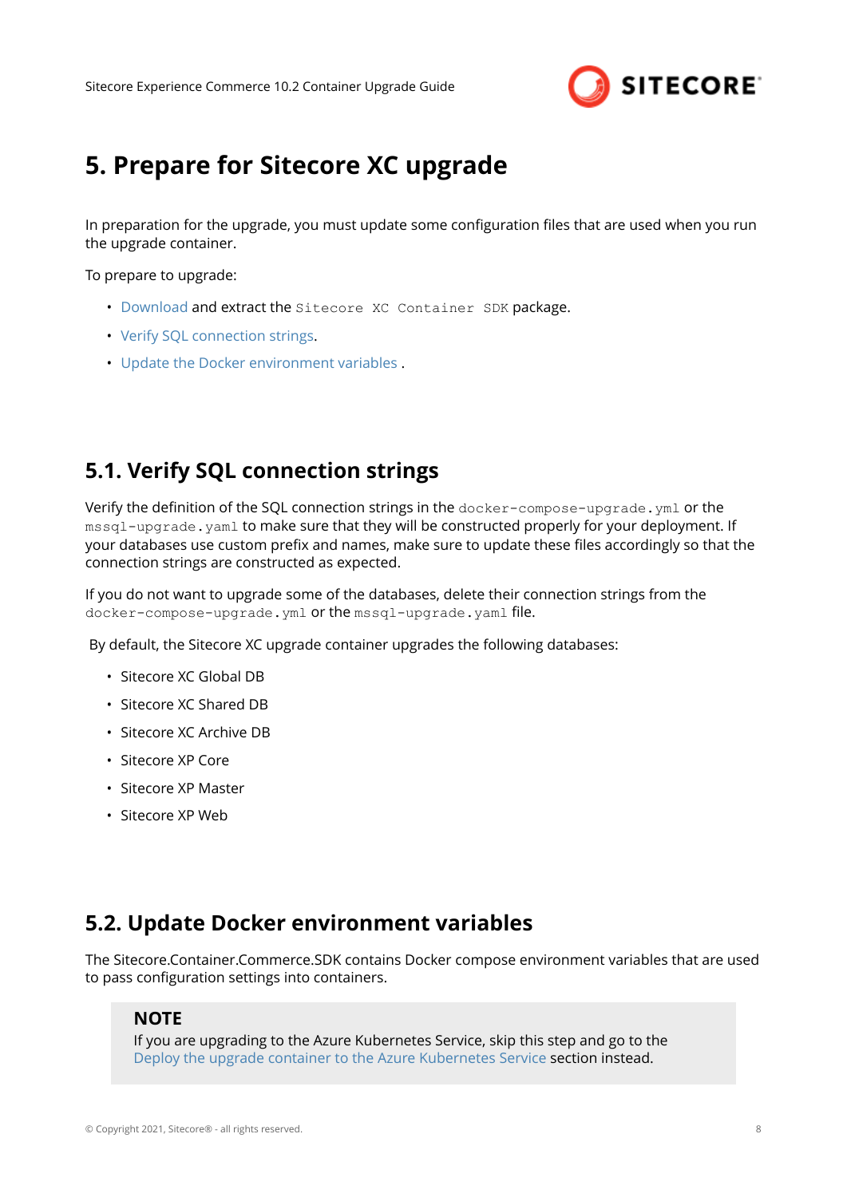# 5. Prepare for Sitecore XC upgrade

In preparation for the upgrade, you must update some configuration files that are used when you run the upgrade container.

To prepare to upgrade:

- Download and extract the `Sitecore XC Container SDK` package.
- Verify SQL connection strings.
- Update the Docker environment variables .

## 5.1. Verify SQL connection strings

Verify the definition of the SQL connection strings in the `docker-compose-upgrade.yml` or the `mssql-upgrade.yaml` to make sure that they will be constructed properly for your deployment. If your databases use custom prefix and names, make sure to update these files accordingly so that the connection strings are constructed as expected.

If you do not want to upgrade some of the databases, delete their connection strings from the `docker-compose-upgrade.yml` or the `mssql-upgrade.yaml` file.

By default, the Sitecore XC upgrade container upgrades the following databases:

- Sitecore XC Global DB
- Sitecore XC Shared DB
- Sitecore XC Archive DB
- Sitecore XP Core
- Sitecore XP Master
- Sitecore XP Web

## 5.2. Update Docker environment variables

The Sitecore.Container.Commerce.SDK contains Docker compose environment variables that are used to pass configuration settings into containers.

> **NOTE**
> If you are upgrading to the Azure Kubernetes Service, skip this step and go to the Deploy the upgrade container to the Azure Kubernetes Service section instead.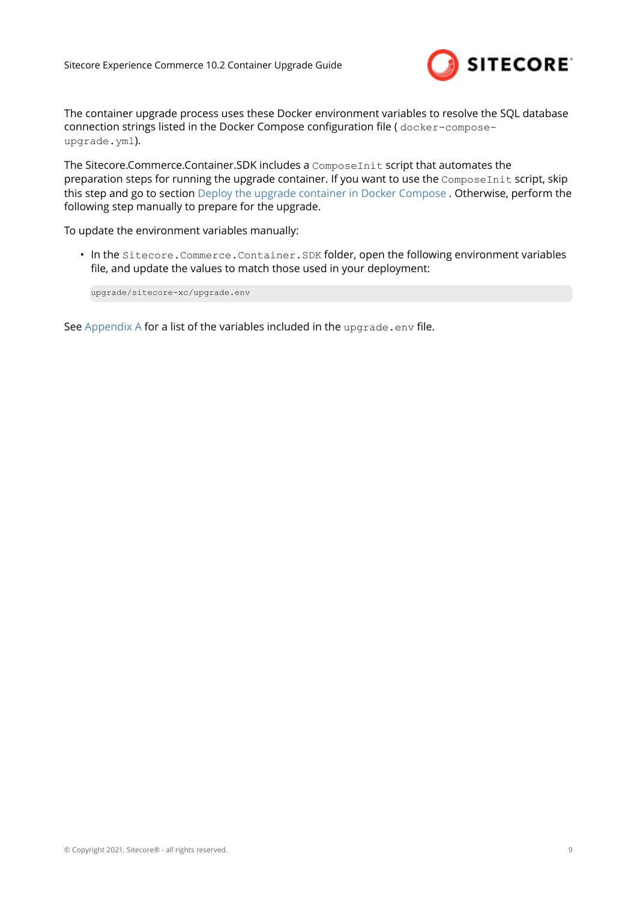The container upgrade process uses these Docker environment variables to resolve the SQL database connection strings listed in the Docker Compose configuration file ( `docker-compose-upgrade.yml`).

The Sitecore.Commerce.Container.SDK includes a `ComposeInit` script that automates the preparation steps for running the upgrade container. If you want to use the `ComposeInit` script, skip this step and go to section Deploy the upgrade container in Docker Compose . Otherwise, perform the following step manually to prepare for the upgrade.

To update the environment variables manually:

- In the `Sitecore.Commerce.Container.SDK` folder, open the following environment variables file, and update the values to match those used in your deployment:

```
upgrade/sitecore-xc/upgrade.env
```

See Appendix A for a list of the variables included in the `upgrade.env` file.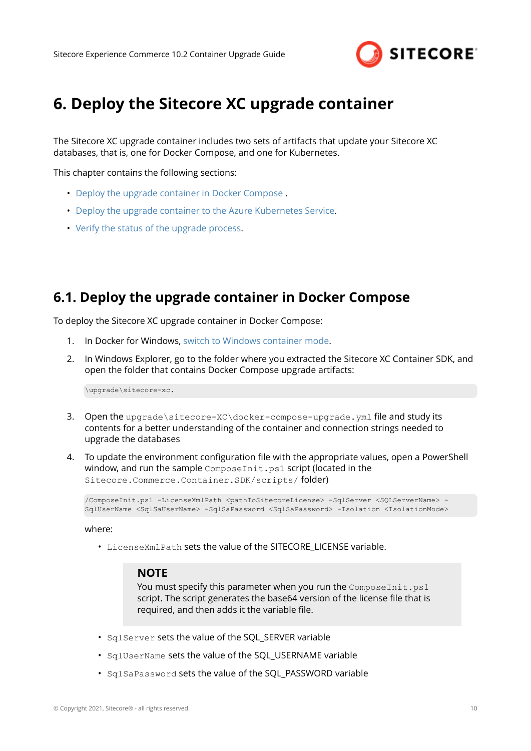# 6. Deploy the Sitecore XC upgrade container

The Sitecore XC upgrade container includes two sets of artifacts that update your Sitecore XC databases, that is, one for Docker Compose, and one for Kubernetes.

This chapter contains the following sections:

- Deploy the upgrade container in Docker Compose .
- Deploy the upgrade container to the Azure Kubernetes Service.
- Verify the status of the upgrade process.

## 6.1. Deploy the upgrade container in Docker Compose

To deploy the Sitecore XC upgrade container in Docker Compose:

1. In Docker for Windows, switch to Windows container mode.

2. In Windows Explorer, go to the folder where you extracted the Sitecore XC Container SDK, and open the folder that contains Docker Compose upgrade artifacts:

   ```
   \upgrade\sitecore-xc.
   ```

3. Open the `upgrade\sitecore-XC\docker-compose-upgrade.yml` file and study its contents for a better understanding of the container and connection strings needed to upgrade the databases

4. To update the environment configuration file with the appropriate values, open a PowerShell window, and run the sample `ComposeInit.ps1` script (located in the `Sitecore.Commerce.Container.SDK/scripts/` folder)

   ```
   /ComposeInit.ps1 -LicenseXmlPath <pathToSitecoreLicense> -SqlServer <SQLServerName> -SqlUserName <SqlSaUserName> -SqlSaPassword <SqlSaPassword> -Isolation <IsolationMode>
   ```

   where:

   - `LicenseXmlPath` sets the value of the SITECORE_LICENSE variable.

     > **NOTE**
     > You must specify this parameter when you run the `ComposeInit.ps1` script. The script generates the base64 version of the license file that is required, and then adds it the variable file.

   - `SqlServer` sets the value of the SQL_SERVER variable
   - `SqlUserName` sets the value of the SQL_USERNAME variable
   - `SqlSaPassword` sets the value of the SQL_PASSWORD variable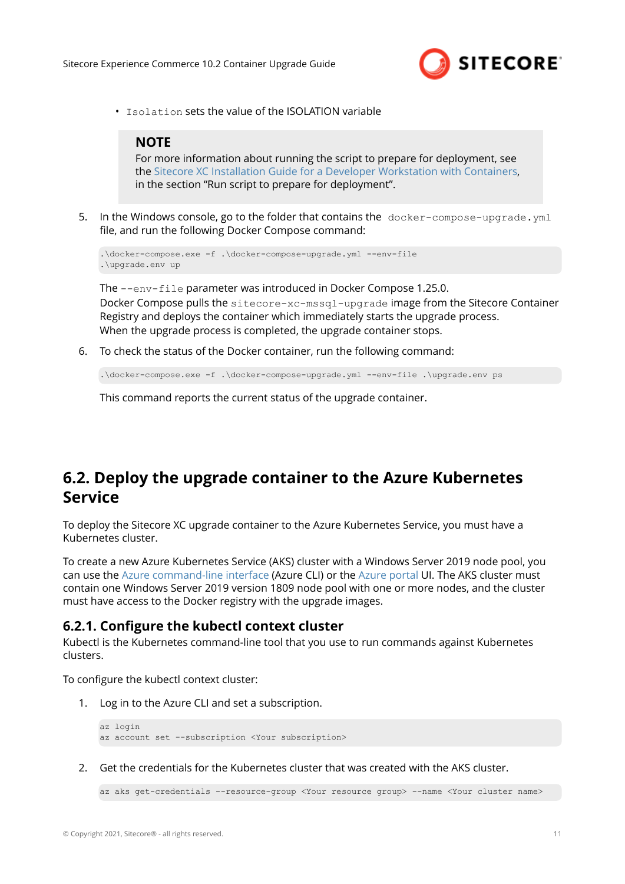- `Isolation` sets the value of the ISOLATION variable

> **NOTE**
> For more information about running the script to prepare for deployment, see the Sitecore XC Installation Guide for a Developer Workstation with Containers, in the section "Run script to prepare for deployment".

5. In the Windows console, go to the folder that contains the `docker-compose-upgrade.yml` file, and run the following Docker Compose command:

   ```
   .\docker-compose.exe -f .\docker-compose-upgrade.yml --env-file
   .\upgrade.env up
   ```

   The `--env-file` parameter was introduced in Docker Compose 1.25.0.
   Docker Compose pulls the `sitecore-xc-mssql-upgrade` image from the Sitecore Container Registry and deploys the container which immediately starts the upgrade process.
   When the upgrade process is completed, the upgrade container stops.

6. To check the status of the Docker container, run the following command:

   ```
   .\docker-compose.exe -f .\docker-compose-upgrade.yml --env-file .\upgrade.env ps
   ```

   This command reports the current status of the upgrade container.

## 6.2. Deploy the upgrade container to the Azure Kubernetes Service

To deploy the Sitecore XC upgrade container to the Azure Kubernetes Service, you must have a Kubernetes cluster.

To create a new Azure Kubernetes Service (AKS) cluster with a Windows Server 2019 node pool, you can use the Azure command-line interface (Azure CLI) or the Azure portal UI. The AKS cluster must contain one Windows Server 2019 version 1809 node pool with one or more nodes, and the cluster must have access to the Docker registry with the upgrade images.

### 6.2.1. Configure the kubectl context cluster

Kubectl is the Kubernetes command-line tool that you use to run commands against Kubernetes clusters.

To configure the kubectl context cluster:

1. Log in to the Azure CLI and set a subscription.

   ```
   az login
   az account set --subscription <Your subscription>
   ```

2. Get the credentials for the Kubernetes cluster that was created with the AKS cluster.

   ```
   az aks get-credentials --resource-group <Your resource group> --name <Your cluster name>
   ```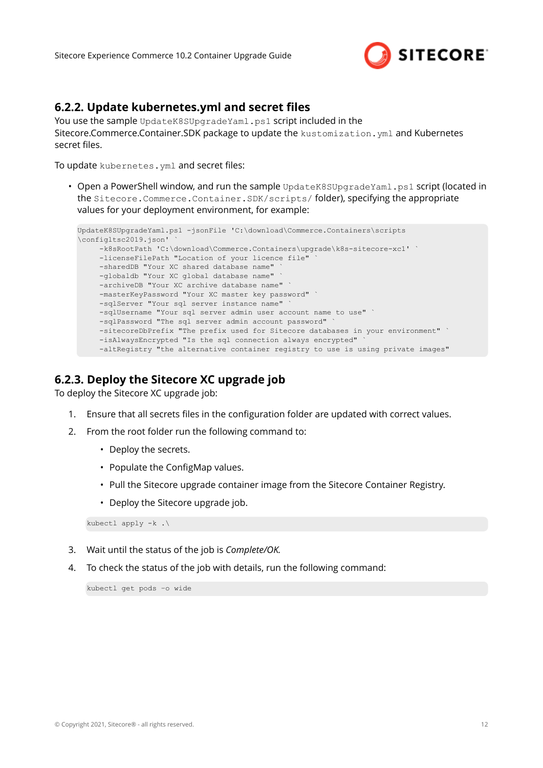### 6.2.2. Update kubernetes.yml and secret files

You use the sample `UpdateK8SUpgradeYaml.ps1` script included in the Sitecore.Commerce.Container.SDK package to update the `kustomization.yml` and Kubernetes secret files.

To update `kubernetes.yml` and secret files:

- Open a PowerShell window, and run the sample `UpdateK8SUpgradeYaml.ps1` script (located in the `Sitecore.Commerce.Container.SDK/scripts/` folder), specifying the appropriate values for your deployment environment, for example:

```
UpdateK8SUpgradeYaml.ps1 -jsonFile 'C:\download\Commerce.Containers\scripts
\configltsc2019.json' `
     -k8sRootPath 'C:\download\Commerce.Containers\upgrade\k8s-sitecore-xc1' `
     -licenseFilePath "Location of your licence file" `
     -sharedDB "Your XC shared database name" `
     -globaldb "Your XC global database name" `
     -archiveDB "Your XC archive database name" `
     -masterKeyPassword "Your XC master key password" `
     -sqlServer "Your sql server instance name" `
     -sqlUsername "Your sql server admin user account name to use" `
     -sqlPassword "The sql server admin account password" `
     -sitecoreDbPrefix "The prefix used for Sitecore databases in your environment" `
     -isAlwaysEncrypted "Is the sql connection always encrypted" `
     -altRegistry "the alternative container registry to use is using private images"
```

### 6.2.3. Deploy the Sitecore XC upgrade job

To deploy the Sitecore XC upgrade job:

1. Ensure that all secrets files in the configuration folder are updated with correct values.
2. From the root folder run the following command to:
   - Deploy the secrets.
   - Populate the ConfigMap values.
   - Pull the Sitecore upgrade container image from the Sitecore Container Registry.
   - Deploy the Sitecore upgrade job.

   ```
   kubectl apply -k .\
   ```

3. Wait until the status of the job is *Complete/OK.*
4. To check the status of the job with details, run the following command:

   ```
   kubectl get pods -o wide
   ```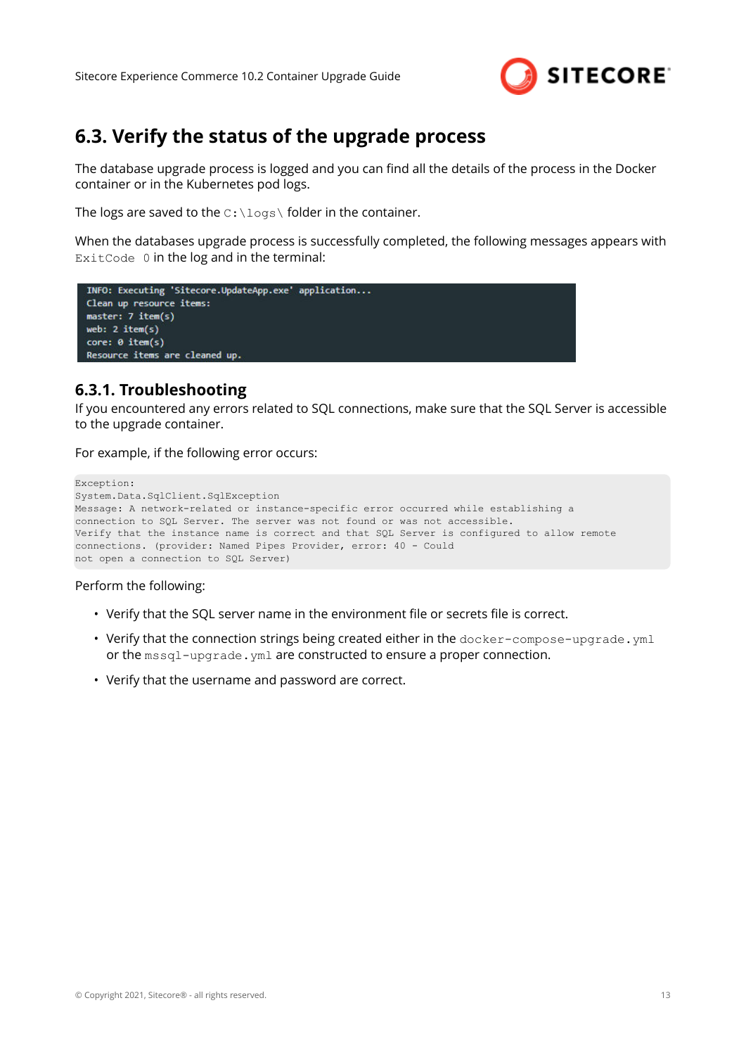## 6.3. Verify the status of the upgrade process

The database upgrade process is logged and you can find all the details of the process in the Docker container or in the Kubernetes pod logs.

The logs are saved to the `C:\logs\` folder in the container.

When the databases upgrade process is successfully completed, the following messages appears with `ExitCode 0` in the log and in the terminal:

```
INFO: Executing 'Sitecore.UpdateApp.exe' application...
Clean up resource items:
master: 7 item(s)
web: 2 item(s)
core: 0 item(s)
Resource items are cleaned up.
```

### 6.3.1. Troubleshooting

If you encountered any errors related to SQL connections, make sure that the SQL Server is accessible to the upgrade container.

For example, if the following error occurs:

```
Exception:
System.Data.SqlClient.SqlException
Message: A network-related or instance-specific error occurred while establishing a
connection to SQL Server. The server was not found or was not accessible.
Verify that the instance name is correct and that SQL Server is configured to allow remote
connections. (provider: Named Pipes Provider, error: 40 - Could
not open a connection to SQL Server)
```

Perform the following:

- Verify that the SQL server name in the environment file or secrets file is correct.
- Verify that the connection strings being created either in the `docker-compose-upgrade.yml` or the `mssql-upgrade.yml` are constructed to ensure a proper connection.
- Verify that the username and password are correct.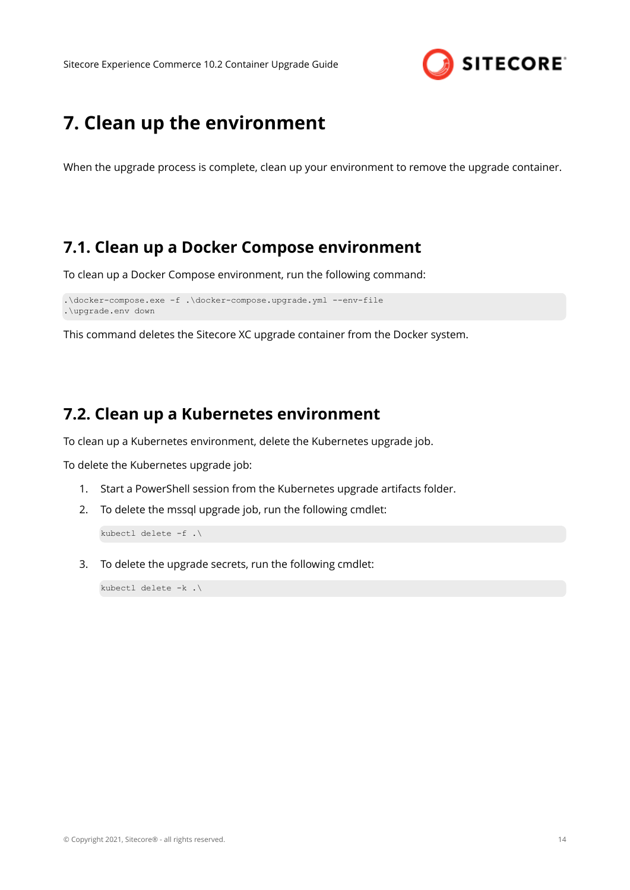# 7. Clean up the environment

When the upgrade process is complete, clean up your environment to remove the upgrade container.

## 7.1. Clean up a Docker Compose environment

To clean up a Docker Compose environment, run the following command:

```
.\docker-compose.exe -f .\docker-compose.upgrade.yml --env-file
.\upgrade.env down
```

This command deletes the Sitecore XC upgrade container from the Docker system.

## 7.2. Clean up a Kubernetes environment

To clean up a Kubernetes environment, delete the Kubernetes upgrade job.

To delete the Kubernetes upgrade job:

1. Start a PowerShell session from the Kubernetes upgrade artifacts folder.
2. To delete the mssql upgrade job, run the following cmdlet:

   ```
   kubectl delete -f .\
   ```

3. To delete the upgrade secrets, run the following cmdlet:

   ```
   kubectl delete -k .\
   ```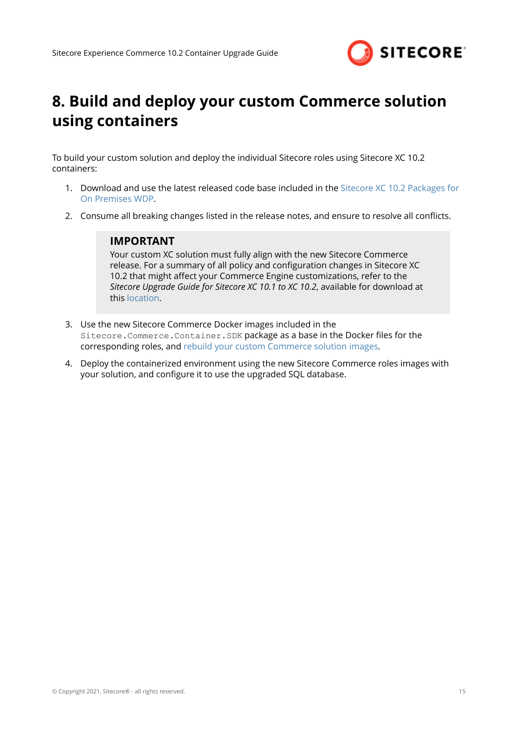# 8. Build and deploy your custom Commerce solution using containers

To build your custom solution and deploy the individual Sitecore roles using Sitecore XC 10.2 containers:

1. Download and use the latest released code base included in the Sitecore XC 10.2 Packages for On Premises WDP.
2. Consume all breaking changes listed in the release notes, and ensure to resolve all conflicts.

> **IMPORTANT**
> Your custom XC solution must fully align with the new Sitecore Commerce release. For a summary of all policy and configuration changes in Sitecore XC 10.2 that might affect your Commerce Engine customizations, refer to the *Sitecore Upgrade Guide for Sitecore XC 10.1 to XC 10.2*, available for download at this location.

3. Use the new Sitecore Commerce Docker images included in the `Sitecore.Commerce.Container.SDK` package as a base in the Docker files for the corresponding roles, and rebuild your custom Commerce solution images.
4. Deploy the containerized environment using the new Sitecore Commerce roles images with your solution, and configure it to use the upgraded SQL database.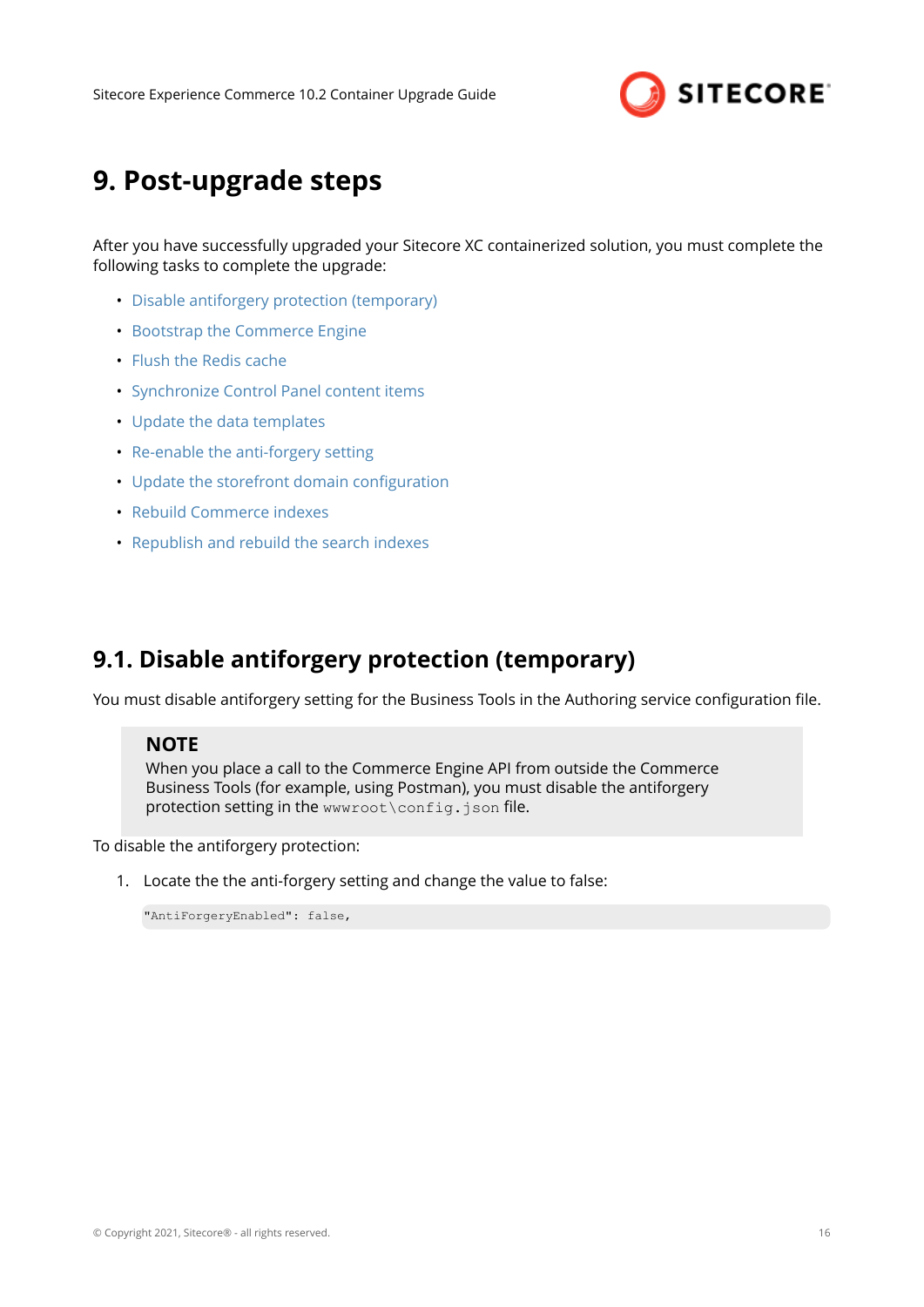# 9. Post-upgrade steps

After you have successfully upgraded your Sitecore XC containerized solution, you must complete the following tasks to complete the upgrade:

- Disable antiforgery protection (temporary)
- Bootstrap the Commerce Engine
- Flush the Redis cache
- Synchronize Control Panel content items
- Update the data templates
- Re-enable the anti-forgery setting
- Update the storefront domain configuration
- Rebuild Commerce indexes
- Republish and rebuild the search indexes

## 9.1. Disable antiforgery protection (temporary)

You must disable antiforgery setting for the Business Tools in the Authoring service configuration file.

> **NOTE**
> When you place a call to the Commerce Engine API from outside the Commerce Business Tools (for example, using Postman), you must disable the antiforgery protection setting in the `wwwroot\config.json` file.

To disable the antiforgery protection:

1. Locate the the anti-forgery setting and change the value to false:

```
"AntiForgeryEnabled": false,
```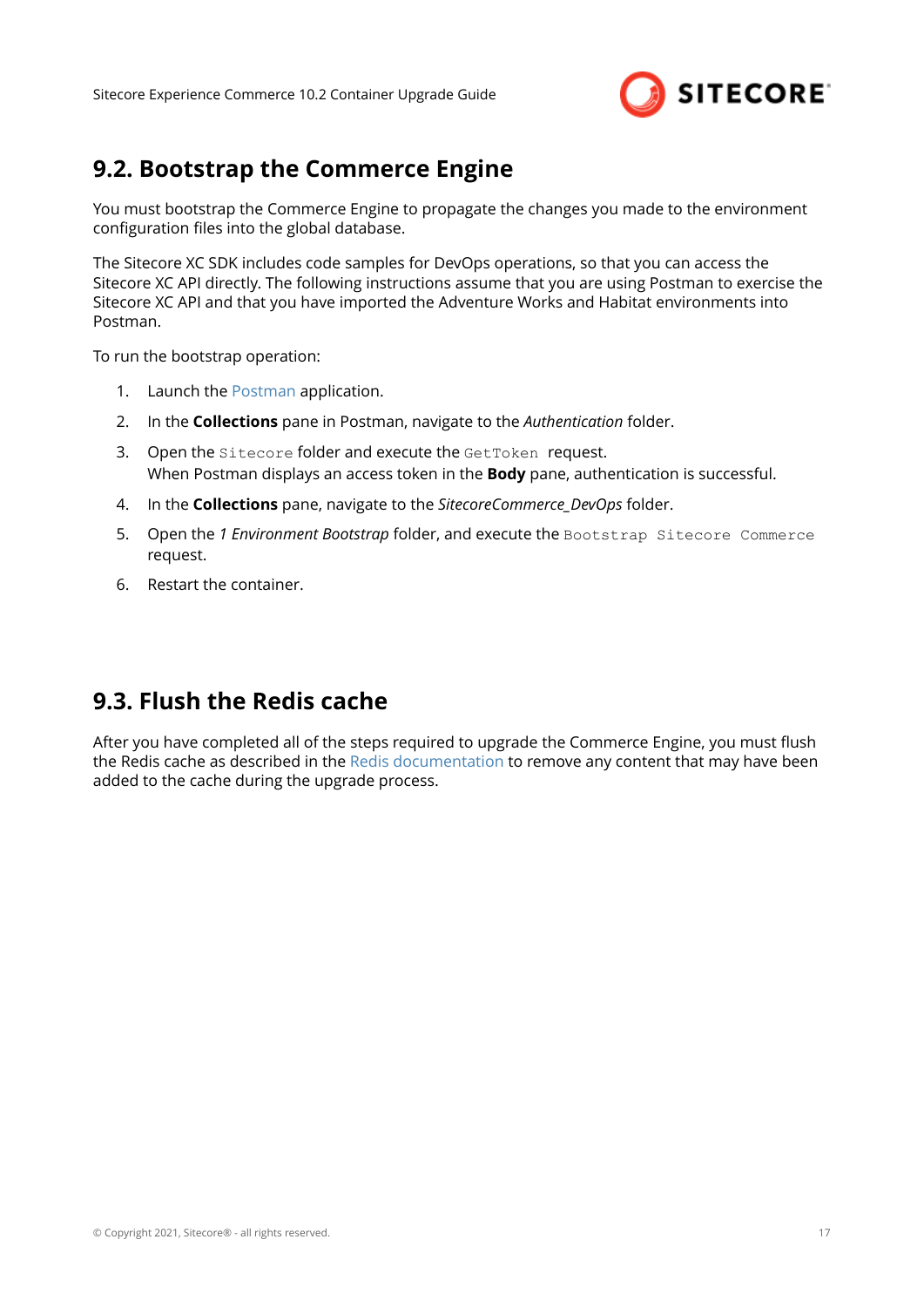## 9.2. Bootstrap the Commerce Engine

You must bootstrap the Commerce Engine to propagate the changes you made to the environment configuration files into the global database.

The Sitecore XC SDK includes code samples for DevOps operations, so that you can access the Sitecore XC API directly. The following instructions assume that you are using Postman to exercise the Sitecore XC API and that you have imported the Adventure Works and Habitat environments into Postman.

To run the bootstrap operation:

1. Launch the Postman application.
2. In the **Collections** pane in Postman, navigate to the *Authentication* folder.
3. Open the `Sitecore` folder and execute the `GetToken` request.
   When Postman displays an access token in the **Body** pane, authentication is successful.
4. In the **Collections** pane, navigate to the *SitecoreCommerce_DevOps* folder.
5. Open the *1 Environment Bootstrap* folder, and execute the `Bootstrap Sitecore Commerce` request.
6. Restart the container.

## 9.3. Flush the Redis cache

After you have completed all of the steps required to upgrade the Commerce Engine, you must flush the Redis cache as described in the Redis documentation to remove any content that may have been added to the cache during the upgrade process.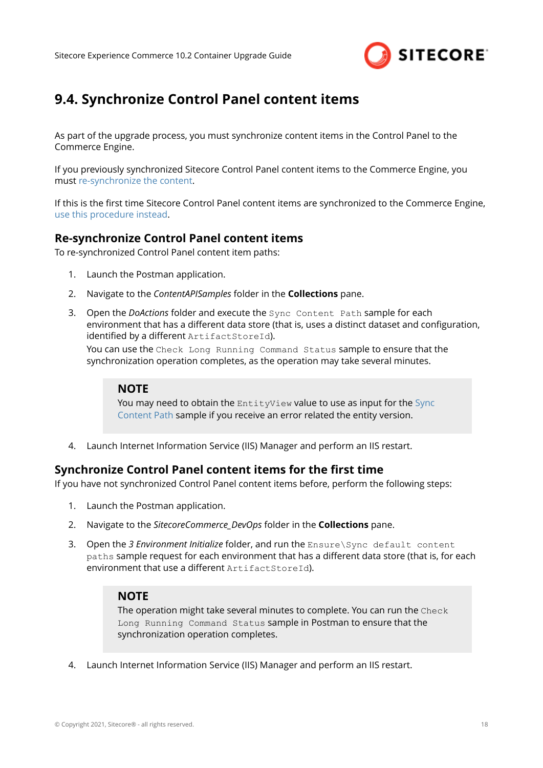## 9.4. Synchronize Control Panel content items

As part of the upgrade process, you must synchronize content items in the Control Panel to the Commerce Engine.

If you previously synchronized Sitecore Control Panel content items to the Commerce Engine, you must re-synchronize the content.

If this is the first time Sitecore Control Panel content items are synchronized to the Commerce Engine, use this procedure instead.

### Re-synchronize Control Panel content items

To re-synchronized Control Panel content item paths:

1. Launch the Postman application.
2. Navigate to the *ContentAPISamples* folder in the **Collections** pane.
3. Open the *DoActions* folder and execute the `Sync Content Path` sample for each environment that has a different data store (that is, uses a distinct dataset and configuration, identified by a different `ArtifactStoreId`).

   You can use the `Check Long Running Command Status` sample to ensure that the synchronization operation completes, as the operation may take several minutes.

   > **NOTE**
   > You may need to obtain the `EntityView` value to use as input for the Sync Content Path sample if you receive an error related the entity version.

4. Launch Internet Information Service (IIS) Manager and perform an IIS restart.

### Synchronize Control Panel content items for the first time

If you have not synchronized Control Panel content items before, perform the following steps:

1. Launch the Postman application.
2. Navigate to the *SitecoreCommerce_DevOps* folder in the **Collections** pane.
3. Open the *3 Environment Initialize* folder, and run the `Ensure\Sync default content paths` sample request for each environment that has a different data store (that is, for each environment that use a different `ArtifactStoreId`).

   > **NOTE**
   > The operation might take several minutes to complete. You can run the `Check Long Running Command Status` sample in Postman to ensure that the synchronization operation completes.

4. Launch Internet Information Service (IIS) Manager and perform an IIS restart.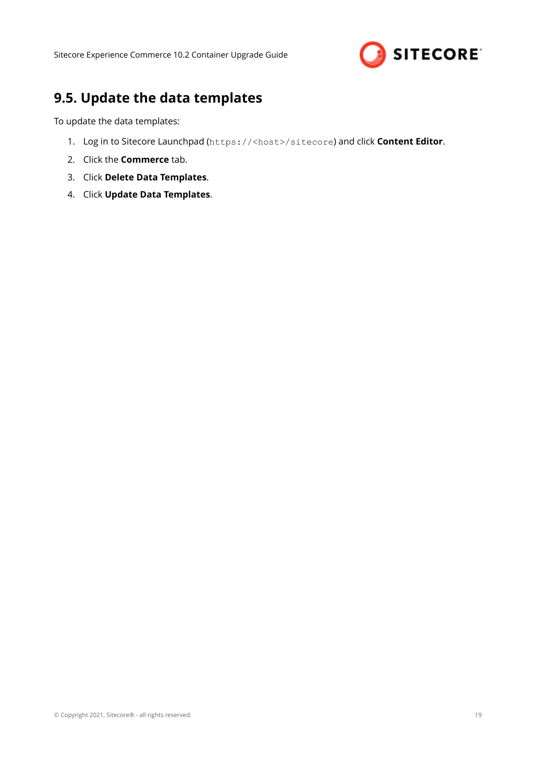## 9.5. Update the data templates

To update the data templates:

1. Log in to Sitecore Launchpad (`https://<host>/sitecore`) and click **Content Editor**.
2. Click the **Commerce** tab.
3. Click **Delete Data Templates**.
4. Click **Update Data Templates**.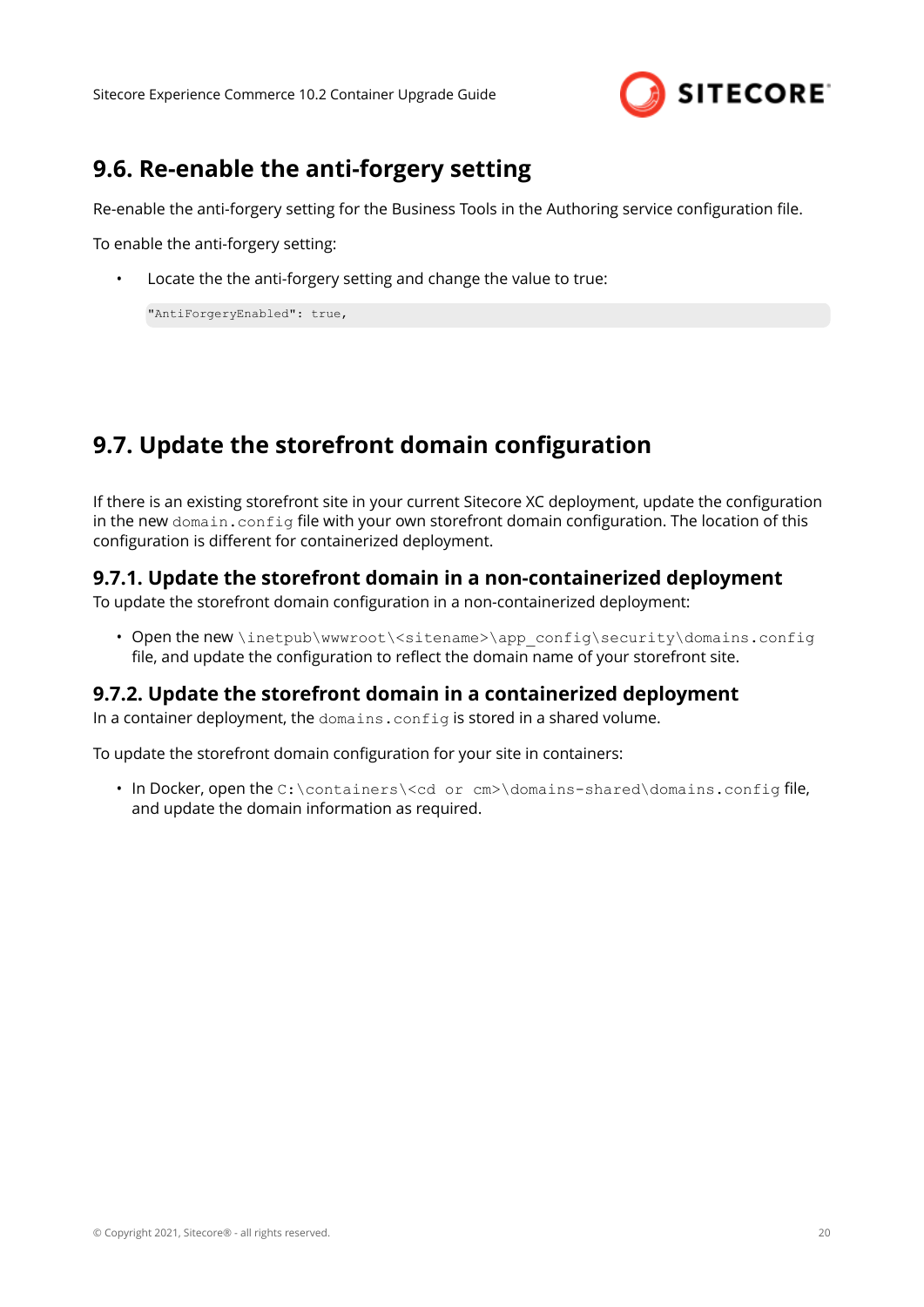## 9.6. Re-enable the anti-forgery setting

Re-enable the anti-forgery setting for the Business Tools in the Authoring service configuration file.

To enable the anti-forgery setting:

- Locate the the anti-forgery setting and change the value to true:

```
"AntiForgeryEnabled": true,
```

## 9.7. Update the storefront domain configuration

If there is an existing storefront site in your current Sitecore XC deployment, update the configuration in the new `domain.config` file with your own storefront domain configuration. The location of this configuration is different for containerized deployment.

### 9.7.1. Update the storefront domain in a non-containerized deployment

To update the storefront domain configuration in a non-containerized deployment:

- Open the new `\inetpub\wwwroot\<sitename>\app_config\security\domains.config` file, and update the configuration to reflect the domain name of your storefront site.

### 9.7.2. Update the storefront domain in a containerized deployment

In a container deployment, the `domains.config` is stored in a shared volume.

To update the storefront domain configuration for your site in containers:

- In Docker, open the `C:\containers\<cd or cm>\domains-shared\domains.config` file, and update the domain information as required.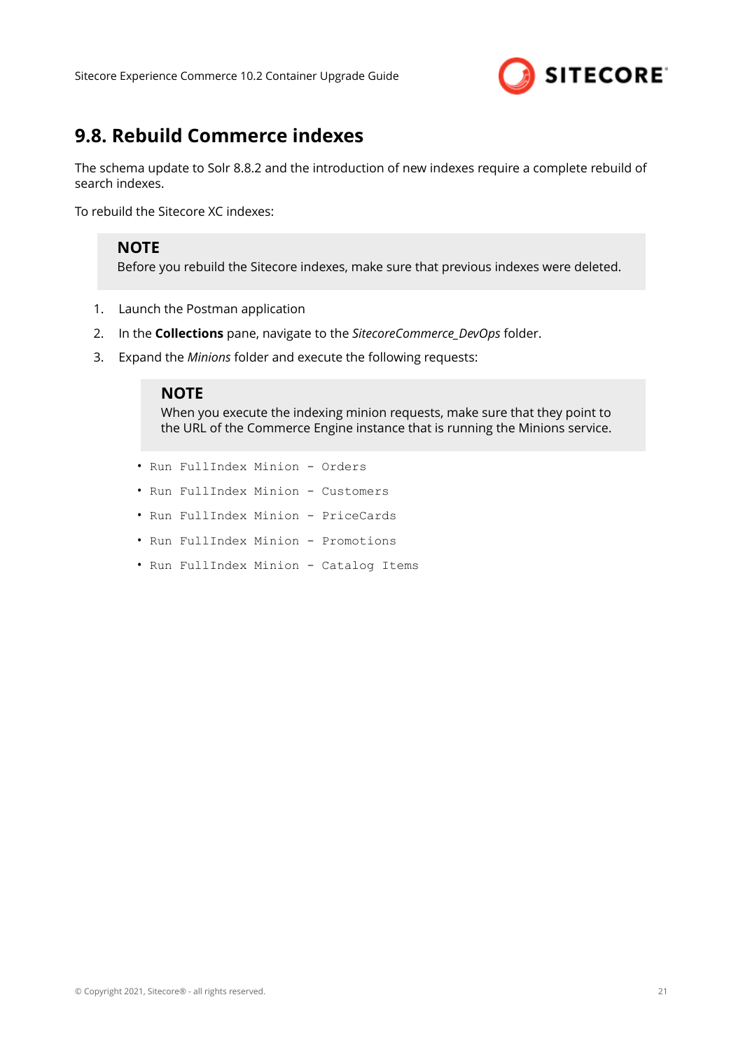## 9.8. Rebuild Commerce indexes

The schema update to Solr 8.8.2 and the introduction of new indexes require a complete rebuild of search indexes.

To rebuild the Sitecore XC indexes:

> **NOTE**
> Before you rebuild the Sitecore indexes, make sure that previous indexes were deleted.

1. Launch the Postman application
2. In the **Collections** pane, navigate to the *SitecoreCommerce_DevOps* folder.
3. Expand the *Minions* folder and execute the following requests:

   > **NOTE**
   > When you execute the indexing minion requests, make sure that they point to the URL of the Commerce Engine instance that is running the Minions service.

   - `Run FullIndex Minion - Orders`
   - `Run FullIndex Minion - Customers`
   - `Run FullIndex Minion - PriceCards`
   - `Run FullIndex Minion - Promotions`
   - `Run FullIndex Minion - Catalog Items`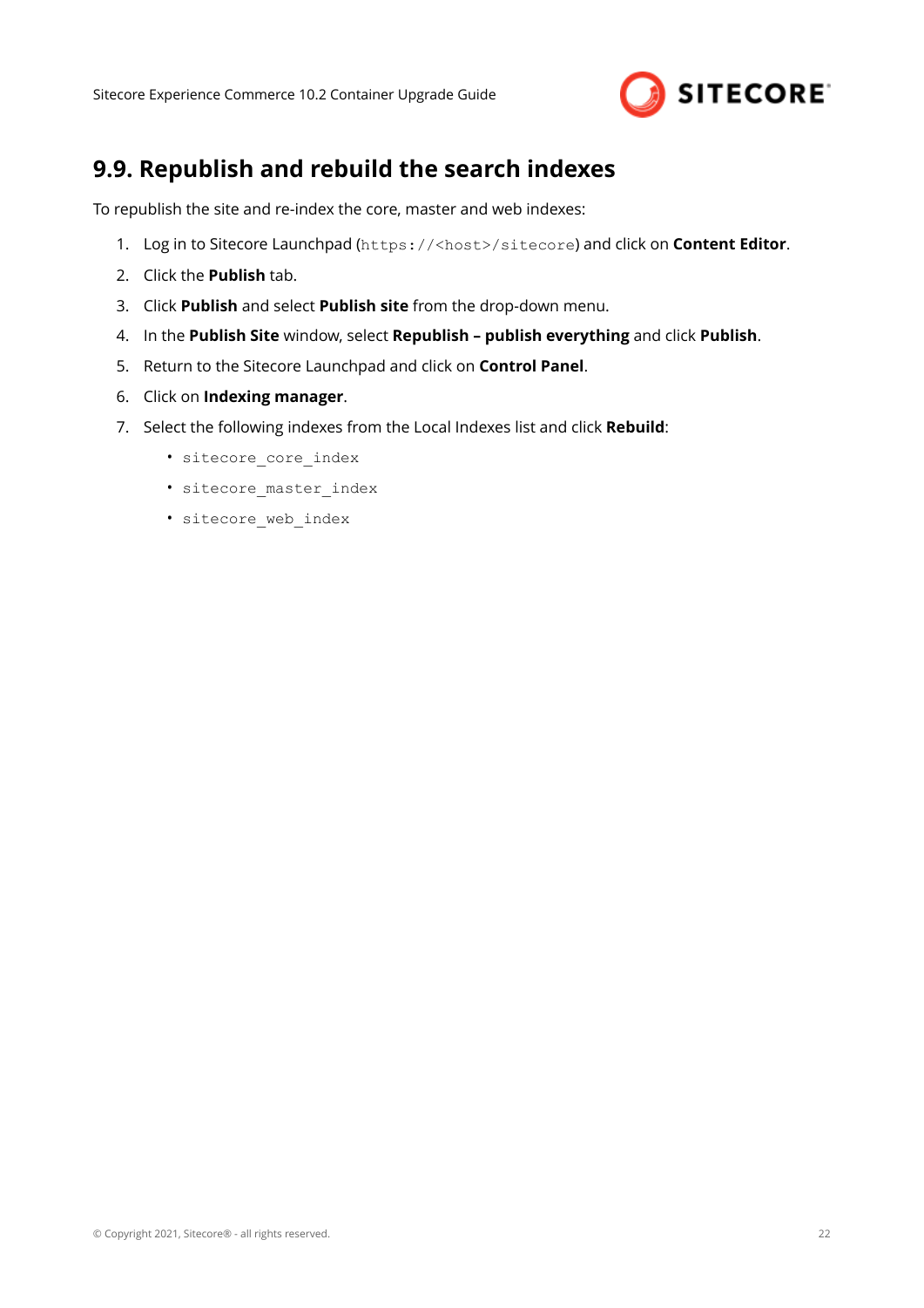## 9.9. Republish and rebuild the search indexes

To republish the site and re-index the core, master and web indexes:

1. Log in to Sitecore Launchpad (`https://<host>/sitecore`) and click on **Content Editor**.
2. Click the **Publish** tab.
3. Click **Publish** and select **Publish site** from the drop-down menu.
4. In the **Publish Site** window, select **Republish – publish everything** and click **Publish**.
5. Return to the Sitecore Launchpad and click on **Control Panel**.
6. Click on **Indexing manager**.
7. Select the following indexes from the Local Indexes list and click **Rebuild**:
   - `sitecore_core_index`
   - `sitecore_master_index`
   - `sitecore_web_index`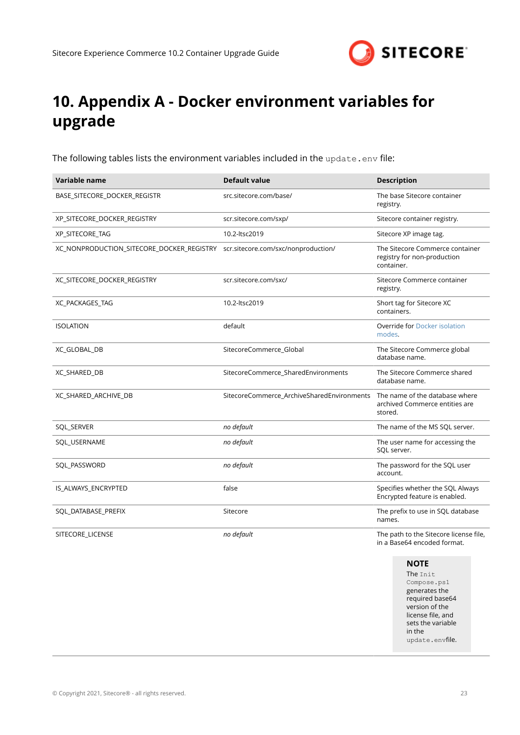# 10. Appendix A - Docker environment variables for upgrade

The following tables lists the environment variables included in the `update.env` file:

| Variable name | Default value | Description |
|---|---|---|
| BASE_SITECORE_DOCKER_REGISTR | src.sitecore.com/base/ | The base Sitecore container registry. |
| XP_SITECORE_DOCKER_REGISTRY | scr.sitecore.com/sxp/ | Sitecore container registry. |
| XP_SITECORE_TAG | 10.2-ltsc2019 | Sitecore XP image tag. |
| XC_NONPRODUCTION_SITECORE_DOCKER_REGISTRY | scr.sitecore.com/sxc/nonproduction/ | The Sitecore Commerce container registry for non-production container. |
| XC_SITECORE_DOCKER_REGISTRY | scr.sitecore.com/sxc/ | Sitecore Commerce container registry. |
| XC_PACKAGES_TAG | 10.2-ltsc2019 | Short tag for Sitecore XC containers. |
| ISOLATION | default | Override for Docker isolation modes. |
| XC_GLOBAL_DB | SitecoreCommerce_Global | The Sitecore Commerce global database name. |
| XC_SHARED_DB | SitecoreCommerce_SharedEnvironments | The Sitecore Commerce shared database name. |
| XC_SHARED_ARCHIVE_DB | SitecoreCommerce_ArchiveSharedEnvironments | The name of the database where archived Commerce entities are stored. |
| SQL_SERVER | *no default* | The name of the MS SQL server. |
| SQL_USERNAME | *no default* | The user name for accessing the SQL server. |
| SQL_PASSWORD | *no default* | The password for the SQL user account. |
| IS_ALWAYS_ENCRYPTED | false | Specifies whether the SQL Always Encrypted feature is enabled. |
| SQL_DATABASE_PREFIX | Sitecore | The prefix to use in SQL database names. |
| SITECORE_LICENSE | *no default* | The path to the Sitecore license file, in a Base64 encoded format. **NOTE** The `Init Compose.ps1` generates the required base64 version of the license file, and sets the variable in the `update.env` file. |